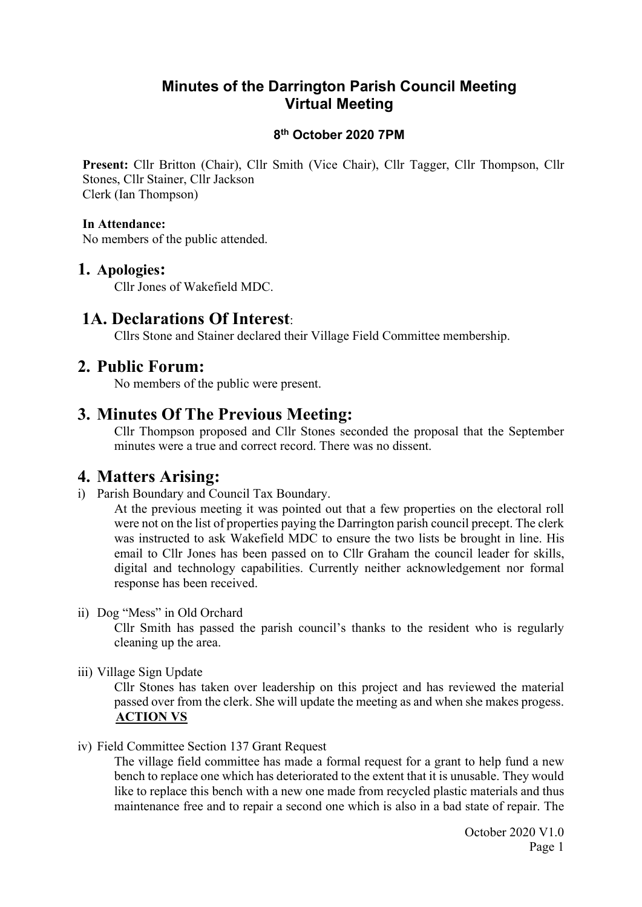# Minutes of the Darrington Parish Council Meeting
# Virtual Meeting

**8th October 2020 7PM**

**Present:** Cllr Britton (Chair), Cllr Smith (Vice Chair), Cllr Tagger, Cllr Thompson, Cllr Stones, Cllr Stainer, Cllr Jackson
Clerk (Ian Thompson)

**In Attendance:**
No members of the public attended.

## 1. Apologies:

Cllr Jones of Wakefield MDC.

## 1A. Declarations Of Interest:

Cllrs Stone and Stainer declared their Village Field Committee membership.

## 2. Public Forum:

No members of the public were present.

## 3. Minutes Of The Previous Meeting:

Cllr Thompson proposed and Cllr Stones seconded the proposal that the September minutes were a true and correct record. There was no dissent.

## 4. Matters Arising:

i) Parish Boundary and Council Tax Boundary.

At the previous meeting it was pointed out that a few properties on the electoral roll were not on the list of properties paying the Darrington parish council precept. The clerk was instructed to ask Wakefield MDC to ensure the two lists be brought in line. His email to Cllr Jones has been passed on to Cllr Graham the council leader for skills, digital and technology capabilities. Currently neither acknowledgement nor formal response has been received.

ii) Dog "Mess" in Old Orchard

Cllr Smith has passed the parish council's thanks to the resident who is regularly cleaning up the area.

iii) Village Sign Update

Cllr Stones has taken over leadership on this project and has reviewed the material passed over from the clerk. She will update the meeting as and when she makes progess.
**ACTION VS**

iv) Field Committee Section 137 Grant Request

The village field committee has made a formal request for a grant to help fund a new bench to replace one which has deteriorated to the extent that it is unusable. They would like to replace this bench with a new one made from recycled plastic materials and thus maintenance free and to repair a second one which is also in a bad state of repair. The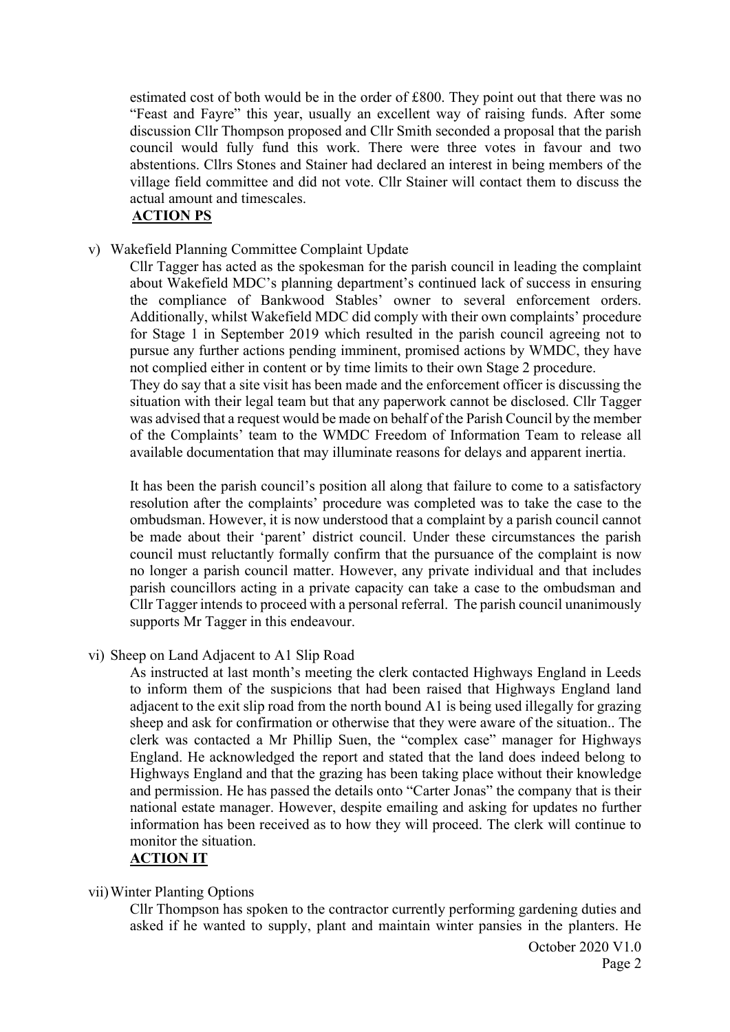estimated cost of both would be in the order of £800. They point out that there was no "Feast and Fayre" this year, usually an excellent way of raising funds. After some discussion Cllr Thompson proposed and Cllr Smith seconded a proposal that the parish council would fully fund this work. There were three votes in favour and two abstentions. Cllrs Stones and Stainer had declared an interest in being members of the village field committee and did not vote. Cllr Stainer will contact them to discuss the actual amount and timescales.

**ACTION PS**

v) Wakefield Planning Committee Complaint Update

Cllr Tagger has acted as the spokesman for the parish council in leading the complaint about Wakefield MDC's planning department's continued lack of success in ensuring the compliance of Bankwood Stables' owner to several enforcement orders. Additionally, whilst Wakefield MDC did comply with their own complaints' procedure for Stage 1 in September 2019 which resulted in the parish council agreeing not to pursue any further actions pending imminent, promised actions by WMDC, they have not complied either in content or by time limits to their own Stage 2 procedure.

They do say that a site visit has been made and the enforcement officer is discussing the situation with their legal team but that any paperwork cannot be disclosed. Cllr Tagger was advised that a request would be made on behalf of the Parish Council by the member of the Complaints' team to the WMDC Freedom of Information Team to release all available documentation that may illuminate reasons for delays and apparent inertia.

It has been the parish council's position all along that failure to come to a satisfactory resolution after the complaints' procedure was completed was to take the case to the ombudsman. However, it is now understood that a complaint by a parish council cannot be made about their 'parent' district council. Under these circumstances the parish council must reluctantly formally confirm that the pursuance of the complaint is now no longer a parish council matter. However, any private individual and that includes parish councillors acting in a private capacity can take a case to the ombudsman and Cllr Tagger intends to proceed with a personal referral. The parish council unanimously supports Mr Tagger in this endeavour.

vi) Sheep on Land Adjacent to A1 Slip Road

As instructed at last month's meeting the clerk contacted Highways England in Leeds to inform them of the suspicions that had been raised that Highways England land adjacent to the exit slip road from the north bound A1 is being used illegally for grazing sheep and ask for confirmation or otherwise that they were aware of the situation.. The clerk was contacted a Mr Phillip Suen, the "complex case" manager for Highways England. He acknowledged the report and stated that the land does indeed belong to Highways England and that the grazing has been taking place without their knowledge and permission. He has passed the details onto "Carter Jonas" the company that is their national estate manager. However, despite emailing and asking for updates no further information has been received as to how they will proceed. The clerk will continue to monitor the situation.

**ACTION IT**

vii) Winter Planting Options

Cllr Thompson has spoken to the contractor currently performing gardening duties and asked if he wanted to supply, plant and maintain winter pansies in the planters. He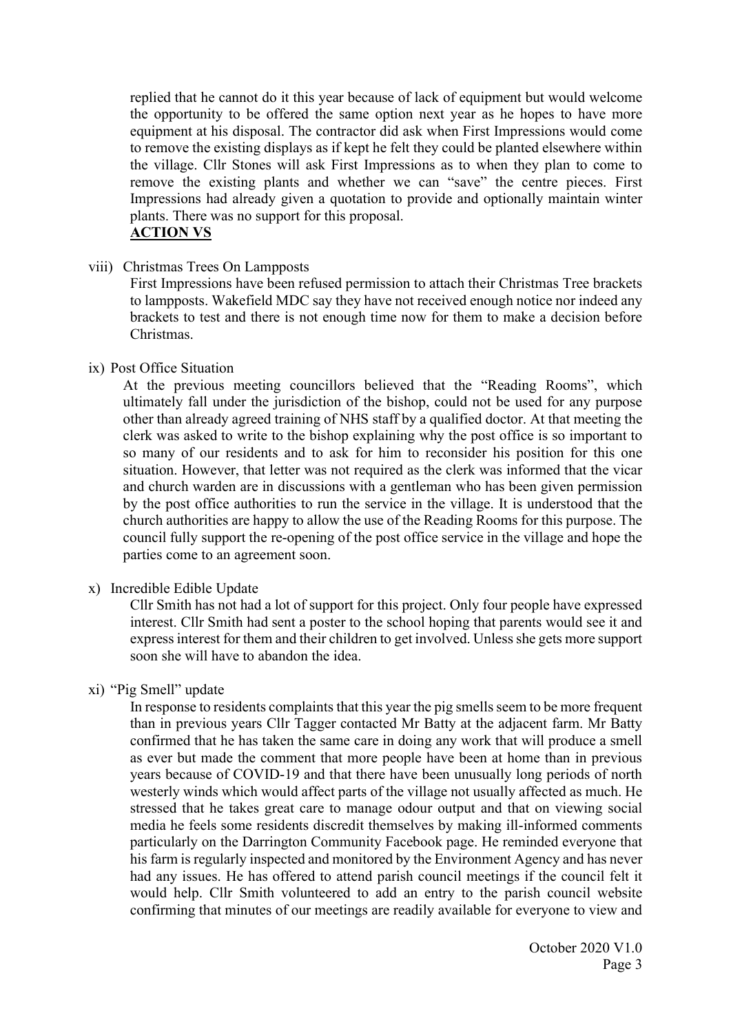replied that he cannot do it this year because of lack of equipment but would welcome the opportunity to be offered the same option next year as he hopes to have more equipment at his disposal. The contractor did ask when First Impressions would come to remove the existing displays as if kept he felt they could be planted elsewhere within the village. Cllr Stones will ask First Impressions as to when they plan to come to remove the existing plants and whether we can "save" the centre pieces. First Impressions had already given a quotation to provide and optionally maintain winter plants. There was no support for this proposal.

**ACTION VS**

viii) Christmas Trees On Lampposts

First Impressions have been refused permission to attach their Christmas Tree brackets to lampposts. Wakefield MDC say they have not received enough notice nor indeed any brackets to test and there is not enough time now for them to make a decision before Christmas.

ix) Post Office Situation

At the previous meeting councillors believed that the "Reading Rooms", which ultimately fall under the jurisdiction of the bishop, could not be used for any purpose other than already agreed training of NHS staff by a qualified doctor. At that meeting the clerk was asked to write to the bishop explaining why the post office is so important to so many of our residents and to ask for him to reconsider his position for this one situation. However, that letter was not required as the clerk was informed that the vicar and church warden are in discussions with a gentleman who has been given permission by the post office authorities to run the service in the village. It is understood that the church authorities are happy to allow the use of the Reading Rooms for this purpose. The council fully support the re-opening of the post office service in the village and hope the parties come to an agreement soon.

x) Incredible Edible Update

Cllr Smith has not had a lot of support for this project. Only four people have expressed interest. Cllr Smith had sent a poster to the school hoping that parents would see it and express interest for them and their children to get involved. Unless she gets more support soon she will have to abandon the idea.

xi) "Pig Smell" update

In response to residents complaints that this year the pig smells seem to be more frequent than in previous years Cllr Tagger contacted Mr Batty at the adjacent farm. Mr Batty confirmed that he has taken the same care in doing any work that will produce a smell as ever but made the comment that more people have been at home than in previous years because of COVID-19 and that there have been unusually long periods of north westerly winds which would affect parts of the village not usually affected as much. He stressed that he takes great care to manage odour output and that on viewing social media he feels some residents discredit themselves by making ill-informed comments particularly on the Darrington Community Facebook page. He reminded everyone that his farm is regularly inspected and monitored by the Environment Agency and has never had any issues. He has offered to attend parish council meetings if the council felt it would help. Cllr Smith volunteered to add an entry to the parish council website confirming that minutes of our meetings are readily available for everyone to view and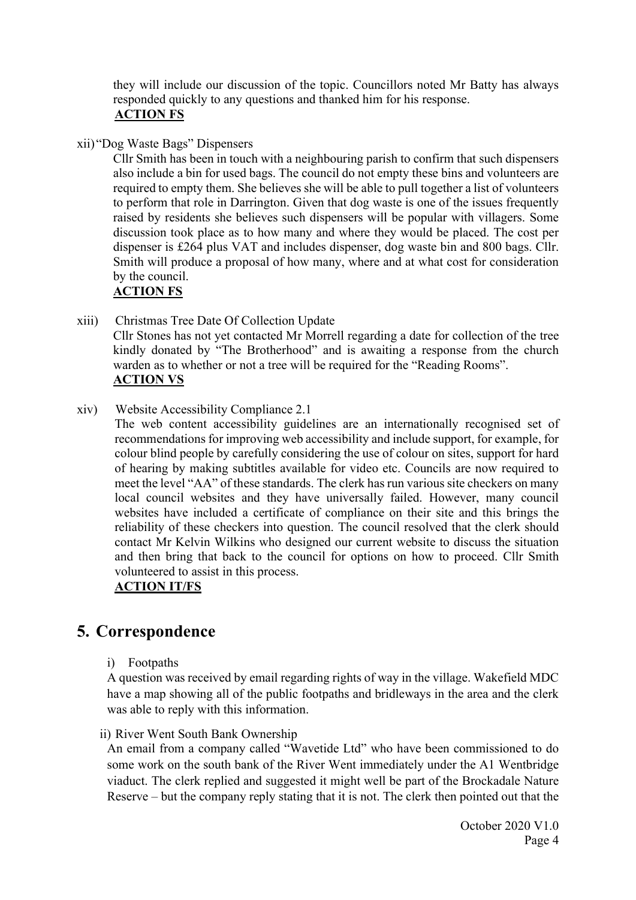they will include our discussion of the topic. Councillors noted Mr Batty has always responded quickly to any questions and thanked him for his response.
**ACTION FS**

xii) "Dog Waste Bags" Dispensers

Cllr Smith has been in touch with a neighbouring parish to confirm that such dispensers also include a bin for used bags. The council do not empty these bins and volunteers are required to empty them. She believes she will be able to pull together a list of volunteers to perform that role in Darrington. Given that dog waste is one of the issues frequently raised by residents she believes such dispensers will be popular with villagers. Some discussion took place as to how many and where they would be placed. The cost per dispenser is £264 plus VAT and includes dispenser, dog waste bin and 800 bags. Cllr. Smith will produce a proposal of how many, where and at what cost for consideration by the council.
**ACTION FS**

xiii) Christmas Tree Date Of Collection Update

Cllr Stones has not yet contacted Mr Morrell regarding a date for collection of the tree kindly donated by "The Brotherhood" and is awaiting a response from the church warden as to whether or not a tree will be required for the "Reading Rooms".
**ACTION VS**

xiv) Website Accessibility Compliance 2.1

The web content accessibility guidelines are an internationally recognised set of recommendations for improving web accessibility and include support, for example, for colour blind people by carefully considering the use of colour on sites, support for hard of hearing by making subtitles available for video etc. Councils are now required to meet the level "AA" of these standards. The clerk has run various site checkers on many local council websites and they have universally failed. However, many council websites have included a certificate of compliance on their site and this brings the reliability of these checkers into question. The council resolved that the clerk should contact Mr Kelvin Wilkins who designed our current website to discuss the situation and then bring that back to the council for options on how to proceed. Cllr Smith volunteered to assist in this process.
**ACTION IT/FS**

## 5. Correspondence

i) Footpaths

A question was received by email regarding rights of way in the village. Wakefield MDC have a map showing all of the public footpaths and bridleways in the area and the clerk was able to reply with this information.

ii) River Went South Bank Ownership

An email from a company called "Wavetide Ltd" who have been commissioned to do some work on the south bank of the River Went immediately under the A1 Wentbridge viaduct. The clerk replied and suggested it might well be part of the Brockadale Nature Reserve – but the company reply stating that it is not. The clerk then pointed out that the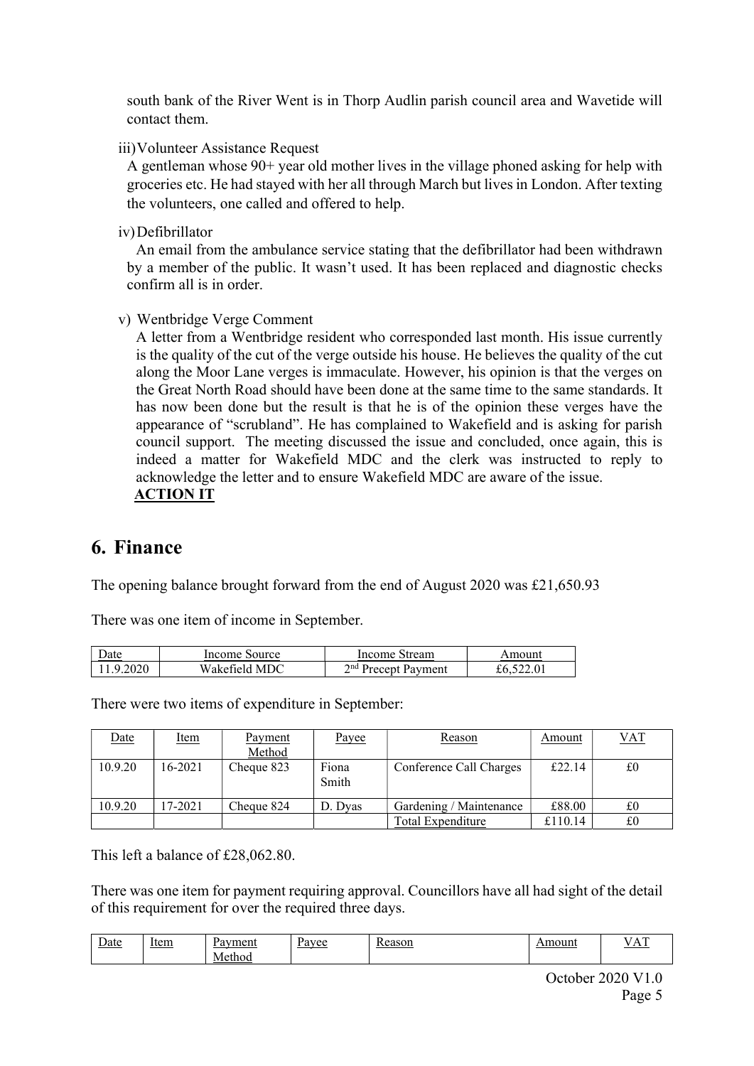south bank of the River Went is in Thorp Audlin parish council area and Wavetide will contact them.

iii) Volunteer Assistance Request

A gentleman whose 90+ year old mother lives in the village phoned asking for help with groceries etc. He had stayed with her all through March but lives in London. After texting the volunteers, one called and offered to help.

iv) Defibrillator

An email from the ambulance service stating that the defibrillator had been withdrawn by a member of the public. It wasn't used. It has been replaced and diagnostic checks confirm all is in order.

v) Wentbridge Verge Comment

A letter from a Wentbridge resident who corresponded last month. His issue currently is the quality of the cut of the verge outside his house. He believes the quality of the cut along the Moor Lane verges is immaculate. However, his opinion is that the verges on the Great North Road should have been done at the same time to the same standards. It has now been done but the result is that he is of the opinion these verges have the appearance of "scrubland". He has complained to Wakefield and is asking for parish council support. The meeting discussed the issue and concluded, once again, this is indeed a matter for Wakefield MDC and the clerk was instructed to reply to acknowledge the letter and to ensure Wakefield MDC are aware of the issue.

**ACTION IT**

## 6. Finance

The opening balance brought forward from the end of August 2020 was £21,650.93

There was one item of income in September.

| Date | Income Source | Income Stream | Amount |
|---|---|---|---|
| 11.9.2020 | Wakefield MDC | 2nd Precept Payment | £6,522.01 |

There were two items of expenditure in September:

| Date | Item | Payment Method | Payee | Reason | Amount | VAT |
|---|---|---|---|---|---|---|
| 10.9.20 | 16-2021 | Cheque 823 | Fiona Smith | Conference Call Charges | £22.14 | £0 |
| 10.9.20 | 17-2021 | Cheque 824 | D. Dyas | Gardening / Maintenance | £88.00 | £0 |
| | | | | Total Expenditure | £110.14 | £0 |

This left a balance of £28,062.80.

There was one item for payment requiring approval. Councillors have all had sight of the detail of this requirement for over the required three days.

| Date | Item | Payment Method | Payee | Reason | Amount | VAT |
|---|---|---|---|---|---|---|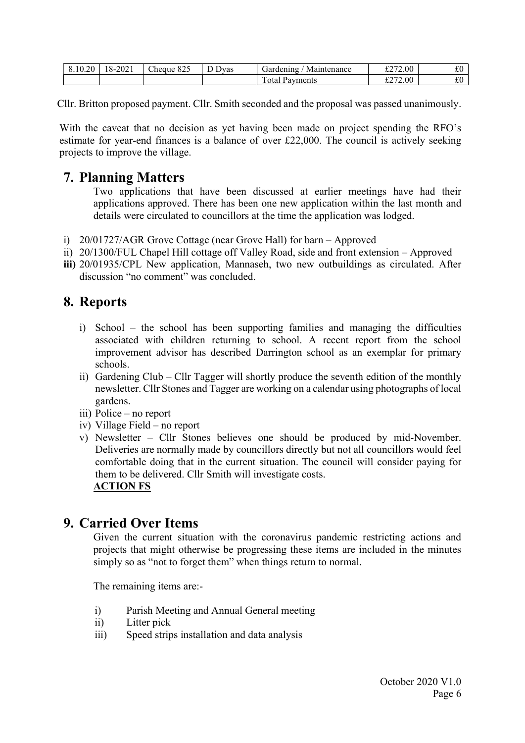| 8.10.20 | 18-2021 | Cheque 825 | D Dyas | Gardening / Maintenance | £272.00 | £0 |
|---|---|---|---|---|---|---|
| | | | | Total Payments | £272.00 | £0 |

Cllr. Britton proposed payment. Cllr. Smith seconded and the proposal was passed unanimously.

With the caveat that no decision as yet having been made on project spending the RFO's estimate for year-end finances is a balance of over £22,000. The council is actively seeking projects to improve the village.

## 7. Planning Matters

Two applications that have been discussed at earlier meetings have had their applications approved. There has been one new application within the last month and details were circulated to councillors at the time the application was lodged.

i) 20/01727/AGR Grove Cottage (near Grove Hall) for barn – Approved
ii) 20/1300/FUL Chapel Hill cottage off Valley Road, side and front extension – Approved
**iii)** 20/01935/CPL New application, Mannaseh, two new outbuildings as circulated. After discussion "no comment" was concluded.

## 8. Reports

i) School – the school has been supporting families and managing the difficulties associated with children returning to school. A recent report from the school improvement advisor has described Darrington school as an exemplar for primary schools.
ii) Gardening Club – Cllr Tagger will shortly produce the seventh edition of the monthly newsletter. Cllr Stones and Tagger are working on a calendar using photographs of local gardens.
iii) Police – no report
iv) Village Field – no report
v) Newsletter – Cllr Stones believes one should be produced by mid-November. Deliveries are normally made by councillors directly but not all councillors would feel comfortable doing that in the current situation. The council will consider paying for them to be delivered. Cllr Smith will investigate costs.
**ACTION FS**

## 9. Carried Over Items

Given the current situation with the coronavirus pandemic restricting actions and projects that might otherwise be progressing these items are included in the minutes simply so as "not to forget them" when things return to normal.

The remaining items are:-

i) Parish Meeting and Annual General meeting
ii) Litter pick
iii) Speed strips installation and data analysis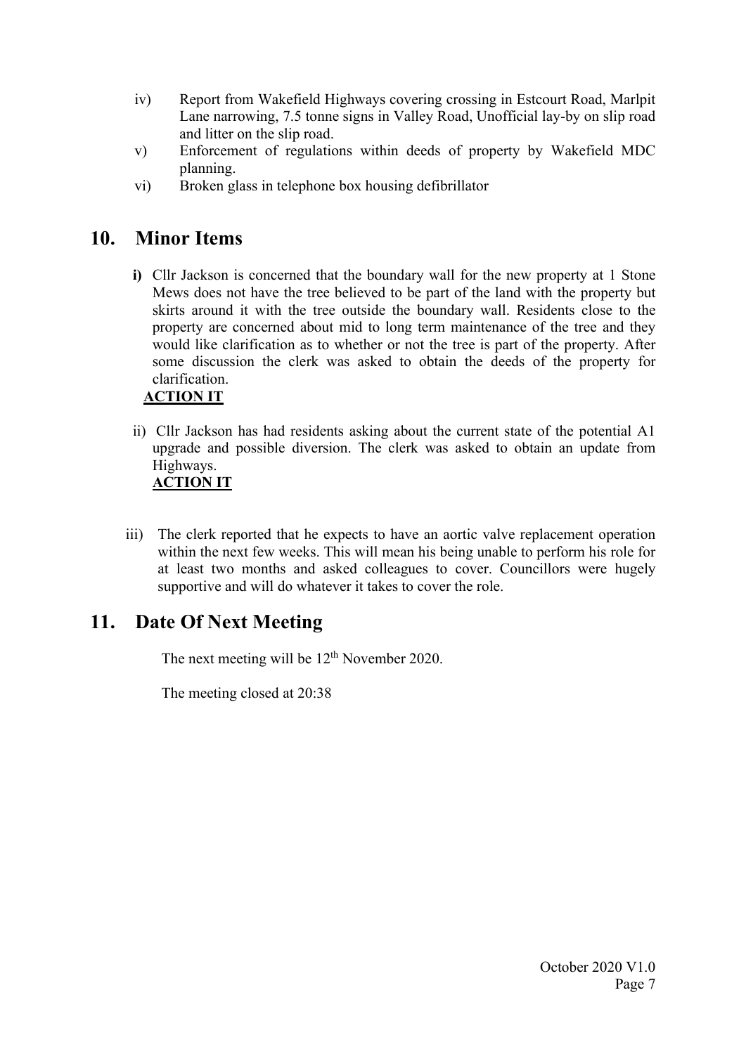iv) Report from Wakefield Highways covering crossing in Estcourt Road, Marlpit Lane narrowing, 7.5 tonne signs in Valley Road, Unofficial lay-by on slip road and litter on the slip road.

v) Enforcement of regulations within deeds of property by Wakefield MDC planning.

vi) Broken glass in telephone box housing defibrillator

## 10. Minor Items

**i)** Cllr Jackson is concerned that the boundary wall for the new property at 1 Stone Mews does not have the tree believed to be part of the land with the property but skirts around it with the tree outside the boundary wall. Residents close to the property are concerned about mid to long term maintenance of the tree and they would like clarification as to whether or not the tree is part of the property. After some discussion the clerk was asked to obtain the deeds of the property for clarification.

**ACTION IT**

ii) Cllr Jackson has had residents asking about the current state of the potential A1 upgrade and possible diversion. The clerk was asked to obtain an update from Highways.

**ACTION IT**

iii) The clerk reported that he expects to have an aortic valve replacement operation within the next few weeks. This will mean his being unable to perform his role for at least two months and asked colleagues to cover. Councillors were hugely supportive and will do whatever it takes to cover the role.

## 11. Date Of Next Meeting

The next meeting will be 12th November 2020.

The meeting closed at 20:38

October 2020 V1.0